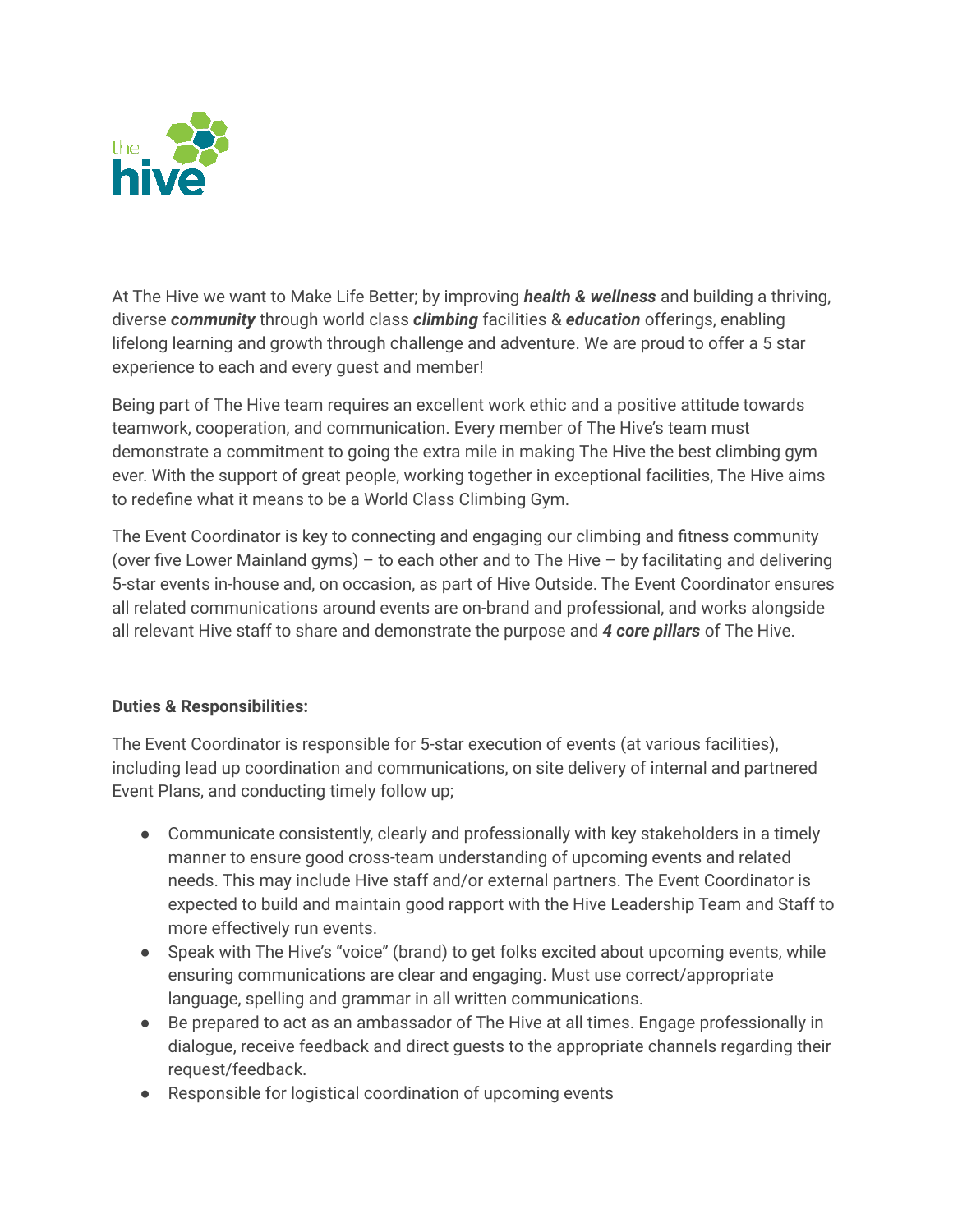At The Hive we want to Make Life Better; by improving ***health & wellness*** and building a thriving, diverse ***community*** through world class ***climbing*** facilities & ***education*** offerings, enabling lifelong learning and growth through challenge and adventure. We are proud to offer a 5 star experience to each and every guest and member!

Being part of The Hive team requires an excellent work ethic and a positive attitude towards teamwork, cooperation, and communication. Every member of The Hive's team must demonstrate a commitment to going the extra mile in making The Hive the best climbing gym ever. With the support of great people, working together in exceptional facilities, The Hive aims to redefine what it means to be a World Class Climbing Gym.

The Event Coordinator is key to connecting and engaging our climbing and fitness community (over five Lower Mainland gyms) – to each other and to The Hive – by facilitating and delivering 5-star events in-house and, on occasion, as part of Hive Outside. The Event Coordinator ensures all related communications around events are on-brand and professional, and works alongside all relevant Hive staff to share and demonstrate the purpose and ***4 core pillars*** of The Hive.

**Duties & Responsibilities:**

The Event Coordinator is responsible for 5-star execution of events (at various facilities), including lead up coordination and communications, on site delivery of internal and partnered Event Plans, and conducting timely follow up;

- Communicate consistently, clearly and professionally with key stakeholders in a timely manner to ensure good cross-team understanding of upcoming events and related needs. This may include Hive staff and/or external partners. The Event Coordinator is expected to build and maintain good rapport with the Hive Leadership Team and Staff to more effectively run events.
- Speak with The Hive's "voice" (brand) to get folks excited about upcoming events, while ensuring communications are clear and engaging. Must use correct/appropriate language, spelling and grammar in all written communications.
- Be prepared to act as an ambassador of The Hive at all times. Engage professionally in dialogue, receive feedback and direct guests to the appropriate channels regarding their request/feedback.
- Responsible for logistical coordination of upcoming events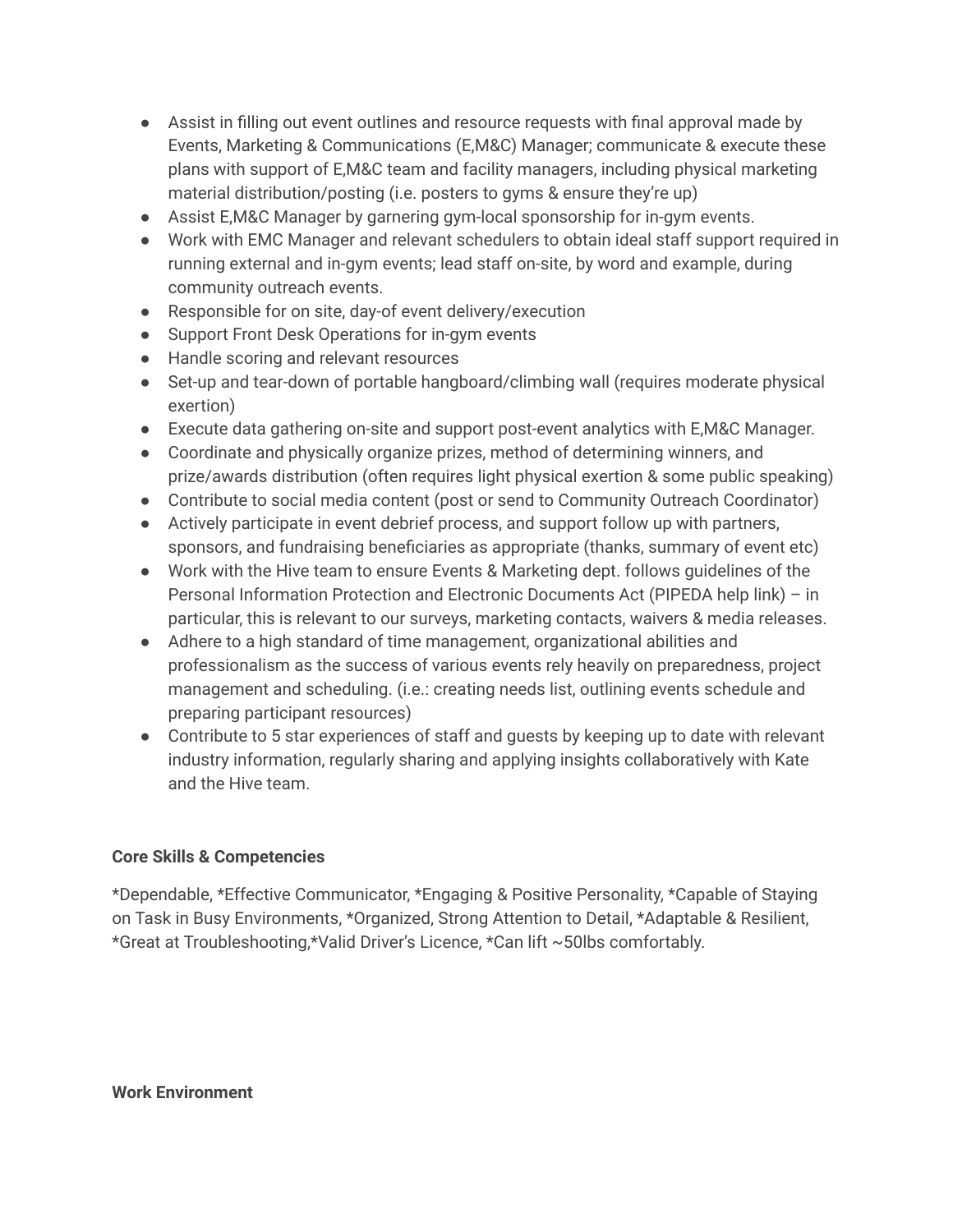- Assist in filling out event outlines and resource requests with final approval made by Events, Marketing & Communications (E,M&C) Manager; communicate & execute these plans with support of E,M&C team and facility managers, including physical marketing material distribution/posting (i.e. posters to gyms & ensure they're up)
- Assist E,M&C Manager by garnering gym-local sponsorship for in-gym events.
- Work with EMC Manager and relevant schedulers to obtain ideal staff support required in running external and in-gym events; lead staff on-site, by word and example, during community outreach events.
- Responsible for on site, day-of event delivery/execution
- Support Front Desk Operations for in-gym events
- Handle scoring and relevant resources
- Set-up and tear-down of portable hangboard/climbing wall (requires moderate physical exertion)
- Execute data gathering on-site and support post-event analytics with E,M&C Manager.
- Coordinate and physically organize prizes, method of determining winners, and prize/awards distribution (often requires light physical exertion & some public speaking)
- Contribute to social media content (post or send to Community Outreach Coordinator)
- Actively participate in event debrief process, and support follow up with partners, sponsors, and fundraising beneficiaries as appropriate (thanks, summary of event etc)
- Work with the Hive team to ensure Events & Marketing dept. follows guidelines of the Personal Information Protection and Electronic Documents Act (PIPEDA help link) – in particular, this is relevant to our surveys, marketing contacts, waivers & media releases.
- Adhere to a high standard of time management, organizational abilities and professionalism as the success of various events rely heavily on preparedness, project management and scheduling. (i.e.: creating needs list, outlining events schedule and preparing participant resources)
- Contribute to 5 star experiences of staff and guests by keeping up to date with relevant industry information, regularly sharing and applying insights collaboratively with Kate and the Hive team.

**Core Skills & Competencies**

*Dependable, *Effective Communicator, *Engaging & Positive Personality, *Capable of Staying on Task in Busy Environments, *Organized, Strong Attention to Detail, *Adaptable & Resilient, *Great at Troubleshooting,*Valid Driver's Licence, *Can lift ~50lbs comfortably.

**Work Environment**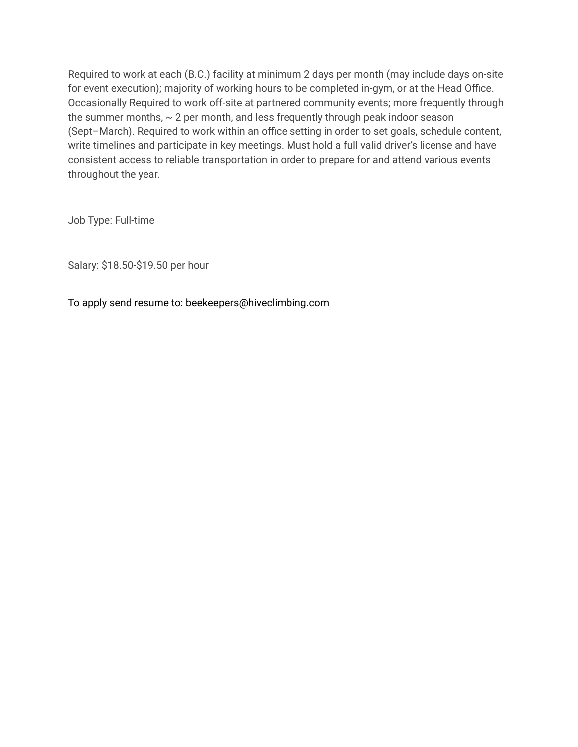Required to work at each (B.C.) facility at minimum 2 days per month (may include days on-site for event execution); majority of working hours to be completed in-gym, or at the Head Office. Occasionally Required to work off-site at partnered community events; more frequently through the summer months, ~ 2 per month, and less frequently through peak indoor season (Sept–March). Required to work within an office setting in order to set goals, schedule content, write timelines and participate in key meetings. Must hold a full valid driver's license and have consistent access to reliable transportation in order to prepare for and attend various events throughout the year.

Job Type: Full-time

Salary: $18.50-$19.50 per hour

To apply send resume to: beekeepers@hiveclimbing.com